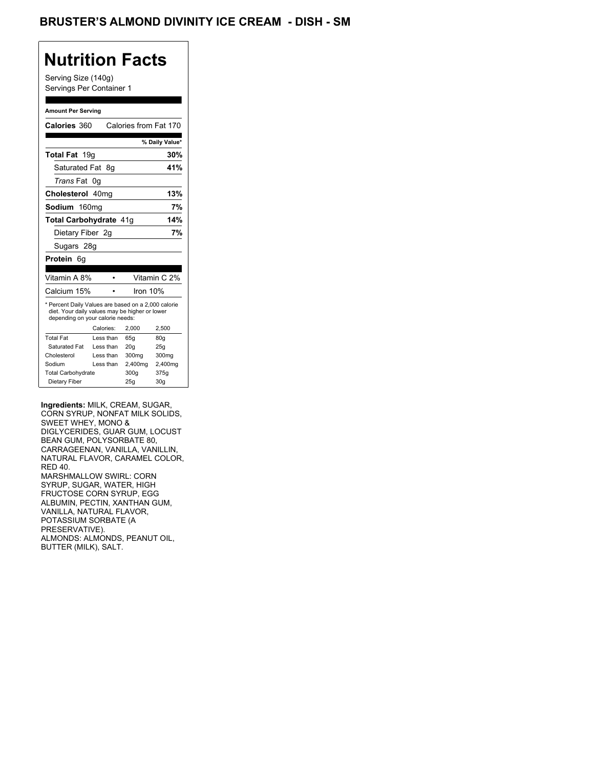# BRUSTER'S ALMOND DIVINITY ICE CREAM - DISH - SM

## Nutrition Facts

Serving Size (140g)
Servings Per Container 1

**Amount Per Serving**

**Calories** 360 Calories from Fat 170

| | % Daily Value* |
|---|---|
| **Total Fat** 19g | **30%** |
| Saturated Fat 8g | **41%** |
| *Trans* Fat 0g | |
| **Cholesterol** 40mg | **13%** |
| **Sodium** 160mg | **7%** |
| **Total Carbohydrate** 41g | **14%** |
| Dietary Fiber 2g | **7%** |
| Sugars 28g | |
| **Protein** 6g | |

| | |
|---|---|
| Vitamin A 8% | Vitamin C 2% |
| Calcium 15% | Iron 10% |

* Percent Daily Values are based on a 2,000 calorie diet. Your daily values may be higher or lower depending on your calorie needs:

| | Calories: | 2,000 | 2,500 |
|---|---|---|---|
| Total Fat | Less than | 65g | 80g |
| Saturated Fat | Less than | 20g | 25g |
| Cholesterol | Less than | 300mg | 300mg |
| Sodium | Less than | 2,400mg | 2,400mg |
| Total Carbohydrate | | 300g | 375g |
| Dietary Fiber | | 25g | 30g |

**Ingredients:** MILK, CREAM, SUGAR, CORN SYRUP, NONFAT MILK SOLIDS, SWEET WHEY, MONO & DIGLYCERIDES, GUAR GUM, LOCUST BEAN GUM, POLYSORBATE 80, CARRAGEENAN, VANILLA, VANILLIN, NATURAL FLAVOR, CARAMEL COLOR, RED 40.
MARSHMALLOW SWIRL: CORN SYRUP, SUGAR, WATER, HIGH FRUCTOSE CORN SYRUP, EGG ALBUMIN, PECTIN, XANTHAN GUM, VANILLA, NATURAL FLAVOR, POTASSIUM SORBATE (A PRESERVATIVE).
ALMONDS: ALMONDS, PEANUT OIL, BUTTER (MILK), SALT.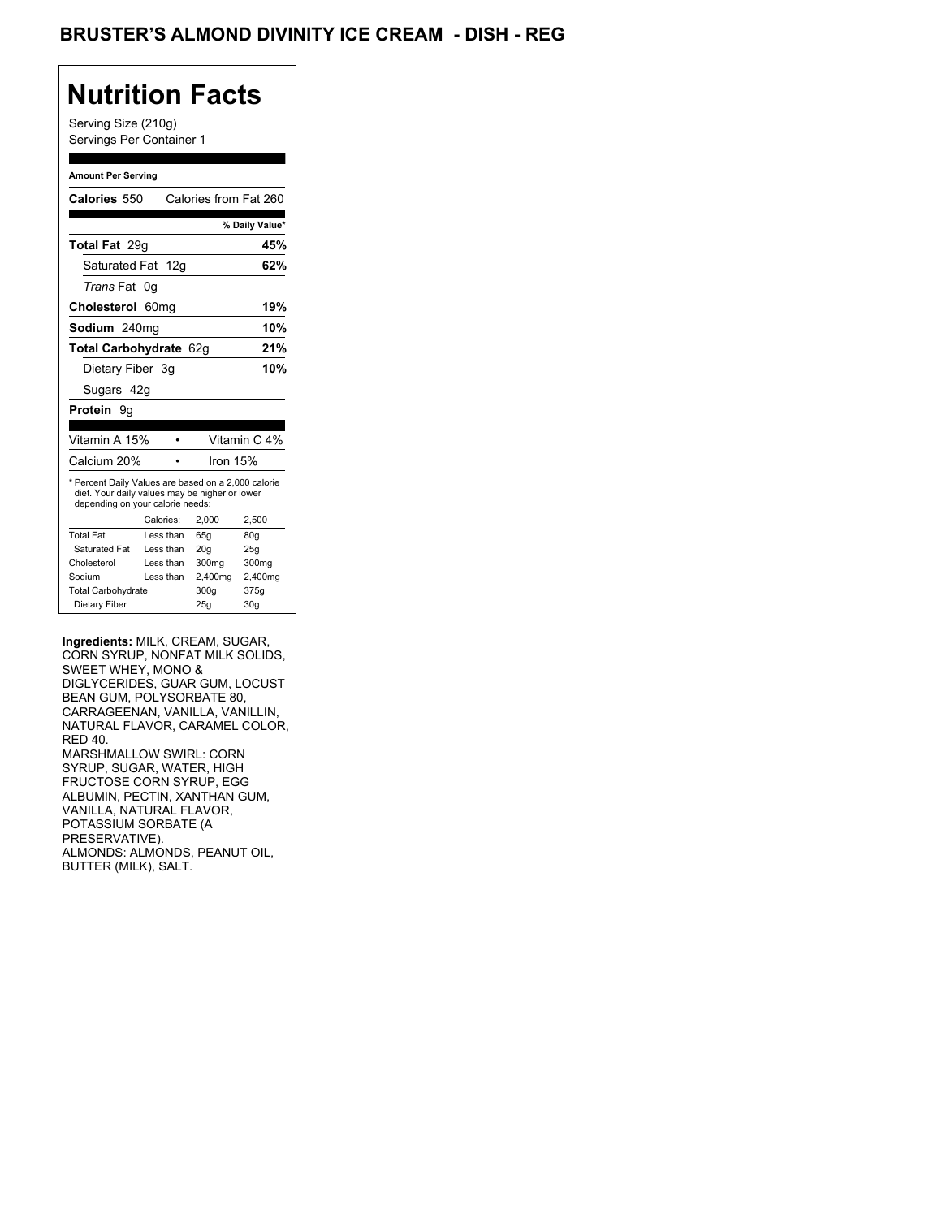# BRUSTER'S ALMOND DIVINITY ICE CREAM - DISH - REG

## Nutrition Facts

Serving Size (210g)
Servings Per Container 1

**Amount Per Serving**

**Calories** 550 Calories from Fat 260

| | % Daily Value* |
|---|---|
| **Total Fat** 29g | **45%** |
| Saturated Fat 12g | **62%** |
| *Trans* Fat 0g | |
| **Cholesterol** 60mg | **19%** |
| **Sodium** 240mg | **10%** |
| **Total Carbohydrate** 62g | **21%** |
| Dietary Fiber 3g | **10%** |
| Sugars 42g | |
| **Protein** 9g | |

| | |
|---|---|
| Vitamin A 15% | Vitamin C 4% |
| Calcium 20% | Iron 15% |

* Percent Daily Values are based on a 2,000 calorie diet. Your daily values may be higher or lower depending on your calorie needs:

| | Calories: | 2,000 | 2,500 |
|---|---|---|---|
| Total Fat | Less than | 65g | 80g |
| Saturated Fat | Less than | 20g | 25g |
| Cholesterol | Less than | 300mg | 300mg |
| Sodium | Less than | 2,400mg | 2,400mg |
| Total Carbohydrate | | 300g | 375g |
| Dietary Fiber | | 25g | 30g |

**Ingredients:** MILK, CREAM, SUGAR, CORN SYRUP, NONFAT MILK SOLIDS, SWEET WHEY, MONO & DIGLYCERIDES, GUAR GUM, LOCUST BEAN GUM, POLYSORBATE 80, CARRAGEENAN, VANILLA, VANILLIN, NATURAL FLAVOR, CARAMEL COLOR, RED 40.
MARSHMALLOW SWIRL: CORN SYRUP, SUGAR, WATER, HIGH FRUCTOSE CORN SYRUP, EGG ALBUMIN, PECTIN, XANTHAN GUM, VANILLA, NATURAL FLAVOR, POTASSIUM SORBATE (A PRESERVATIVE).
ALMONDS: ALMONDS, PEANUT OIL, BUTTER (MILK), SALT.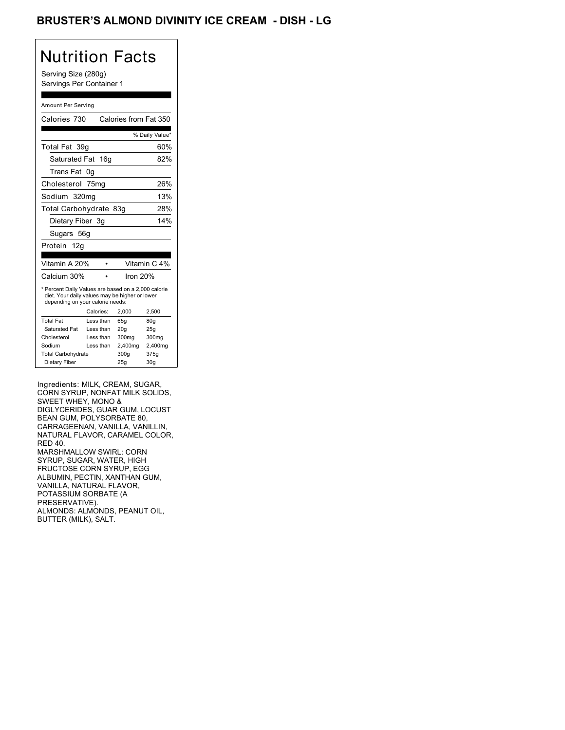# BRUSTER'S ALMOND DIVINITY ICE CREAM - DISH - LG

## Nutrition Facts

Serving Size (280g)
Servings Per Container 1

Amount Per Serving

Calories 730 Calories from Fat 350

| | % Daily Value* |
|---|---|
| Total Fat 39g | 60% |
| Saturated Fat 16g | 82% |
| Trans Fat 0g | |
| Cholesterol 75mg | 26% |
| Sodium 320mg | 13% |
| Total Carbohydrate 83g | 28% |
| Dietary Fiber 3g | 14% |
| Sugars 56g | |
| Protein 12g | |

Vitamin A 20% • Vitamin C 4%
Calcium 30% • Iron 20%

* Percent Daily Values are based on a 2,000 calorie diet. Your daily values may be higher or lower depending on your calorie needs:

| | Calories: | 2,000 | 2,500 |
|---|---|---|---|
| Total Fat | Less than | 65g | 80g |
| Saturated Fat | Less than | 20g | 25g |
| Cholesterol | Less than | 300mg | 300mg |
| Sodium | Less than | 2,400mg | 2,400mg |
| Total Carbohydrate | | 300g | 375g |
| Dietary Fiber | | 25g | 30g |

Ingredients: MILK, CREAM, SUGAR, CORN SYRUP, NONFAT MILK SOLIDS, SWEET WHEY, MONO & DIGLYCERIDES, GUAR GUM, LOCUST BEAN GUM, POLYSORBATE 80, CARRAGEENAN, VANILLA, VANILLIN, NATURAL FLAVOR, CARAMEL COLOR, RED 40.
MARSHMALLOW SWIRL: CORN SYRUP, SUGAR, WATER, HIGH FRUCTOSE CORN SYRUP, EGG ALBUMIN, PECTIN, XANTHAN GUM, VANILLA, NATURAL FLAVOR, POTASSIUM SORBATE (A PRESERVATIVE).
ALMONDS: ALMONDS, PEANUT OIL, BUTTER (MILK), SALT.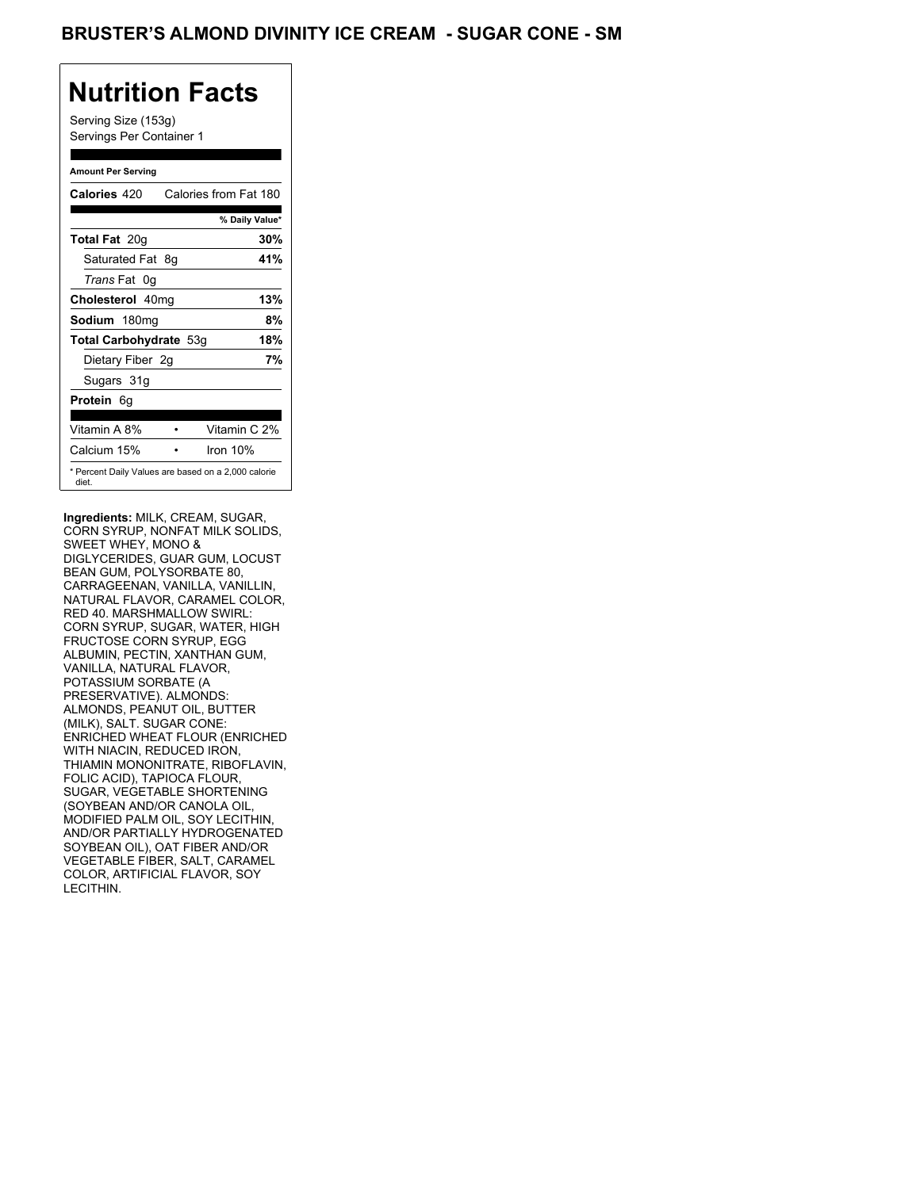# BRUSTER'S ALMOND DIVINITY ICE CREAM - SUGAR CONE - SM

## Nutrition Facts

Serving Size (153g)
Servings Per Container 1

**Amount Per Serving**

| | |
|---|---|
| **Calories** 420 | Calories from Fat 180 |
| | **% Daily Value*** |
| **Total Fat** 20g | **30%** |
| Saturated Fat 8g | **41%** |
| *Trans* Fat 0g | |
| **Cholesterol** 40mg | **13%** |
| **Sodium** 180mg | **8%** |
| **Total Carbohydrate** 53g | **18%** |
| Dietary Fiber 2g | **7%** |
| Sugars 31g | |
| **Protein** 6g | |
| Vitamin A 8% • | Vitamin C 2% |
| Calcium 15% • | Iron 10% |

* Percent Daily Values are based on a 2,000 calorie diet.

**Ingredients:** MILK, CREAM, SUGAR, CORN SYRUP, NONFAT MILK SOLIDS, SWEET WHEY, MONO & DIGLYCERIDES, GUAR GUM, LOCUST BEAN GUM, POLYSORBATE 80, CARRAGEENAN, VANILLA, VANILLIN, NATURAL FLAVOR, CARAMEL COLOR, RED 40. MARSHMALLOW SWIRL: CORN SYRUP, SUGAR, WATER, HIGH FRUCTOSE CORN SYRUP, EGG ALBUMIN, PECTIN, XANTHAN GUM, VANILLA, NATURAL FLAVOR, POTASSIUM SORBATE (A PRESERVATIVE). ALMONDS: ALMONDS, PEANUT OIL, BUTTER (MILK), SALT. SUGAR CONE: ENRICHED WHEAT FLOUR (ENRICHED WITH NIACIN, REDUCED IRON, THIAMIN MONONITRATE, RIBOFLAVIN, FOLIC ACID), TAPIOCA FLOUR, SUGAR, VEGETABLE SHORTENING (SOYBEAN AND/OR CANOLA OIL, MODIFIED PALM OIL, SOY LECITHIN, AND/OR PARTIALLY HYDROGENATED SOYBEAN OIL), OAT FIBER AND/OR VEGETABLE FIBER, SALT, CARAMEL COLOR, ARTIFICIAL FLAVOR, SOY LECITHIN.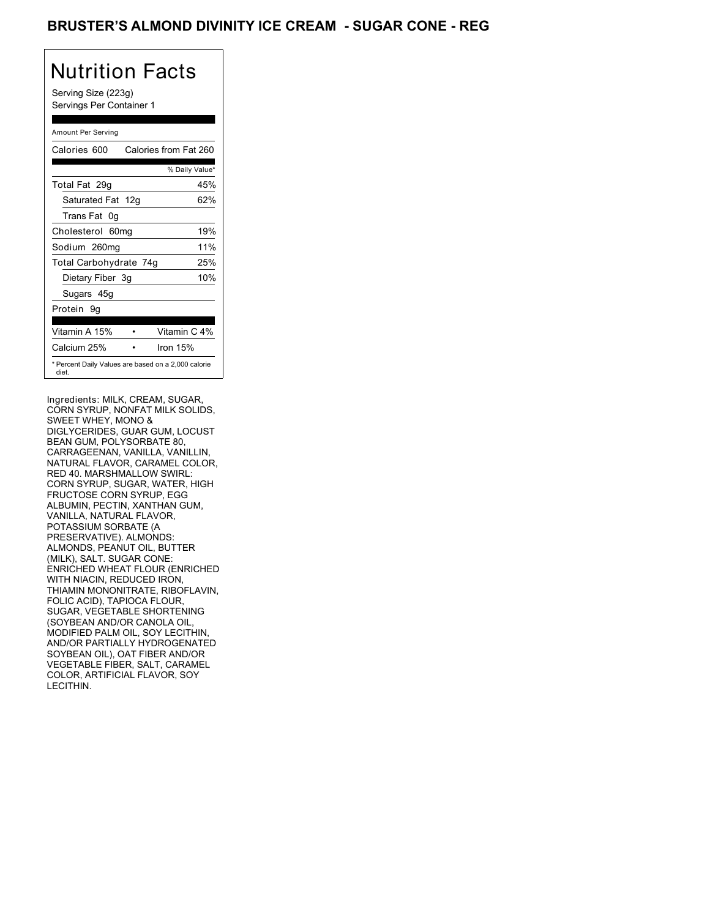# BRUSTER'S ALMOND DIVINITY ICE CREAM - SUGAR CONE - REG

## Nutrition Facts

Serving Size (223g)
Servings Per Container 1

Amount Per Serving

| Calories 600 | Calories from Fat 260 |
|---|---|
| | % Daily Value* |
| Total Fat 29g | 45% |
| Saturated Fat 12g | 62% |
| Trans Fat 0g | |
| Cholesterol 60mg | 19% |
| Sodium 260mg | 11% |
| Total Carbohydrate 74g | 25% |
| Dietary Fiber 3g | 10% |
| Sugars 45g | |
| Protein 9g | |

| Vitamin A 15% | • | Vitamin C 4% |
|---|---|---|
| Calcium 25% | • | Iron 15% |

* Percent Daily Values are based on a 2,000 calorie diet.

Ingredients: MILK, CREAM, SUGAR, CORN SYRUP, NONFAT MILK SOLIDS, SWEET WHEY, MONO & DIGLYCERIDES, GUAR GUM, LOCUST BEAN GUM, POLYSORBATE 80, CARRAGEENAN, VANILLA, VANILLIN, NATURAL FLAVOR, CARAMEL COLOR, RED 40. MARSHMALLOW SWIRL: CORN SYRUP, SUGAR, WATER, HIGH FRUCTOSE CORN SYRUP, EGG ALBUMIN, PECTIN, XANTHAN GUM, VANILLA, NATURAL FLAVOR, POTASSIUM SORBATE (A PRESERVATIVE). ALMONDS: ALMONDS, PEANUT OIL, BUTTER (MILK), SALT. SUGAR CONE: ENRICHED WHEAT FLOUR (ENRICHED WITH NIACIN, REDUCED IRON, THIAMIN MONONITRATE, RIBOFLAVIN, FOLIC ACID), TAPIOCA FLOUR, SUGAR, VEGETABLE SHORTENING (SOYBEAN AND/OR CANOLA OIL, MODIFIED PALM OIL, SOY LECITHIN, AND/OR PARTIALLY HYDROGENATED SOYBEAN OIL), OAT FIBER AND/OR VEGETABLE FIBER, SALT, CARAMEL COLOR, ARTIFICIAL FLAVOR, SOY LECITHIN.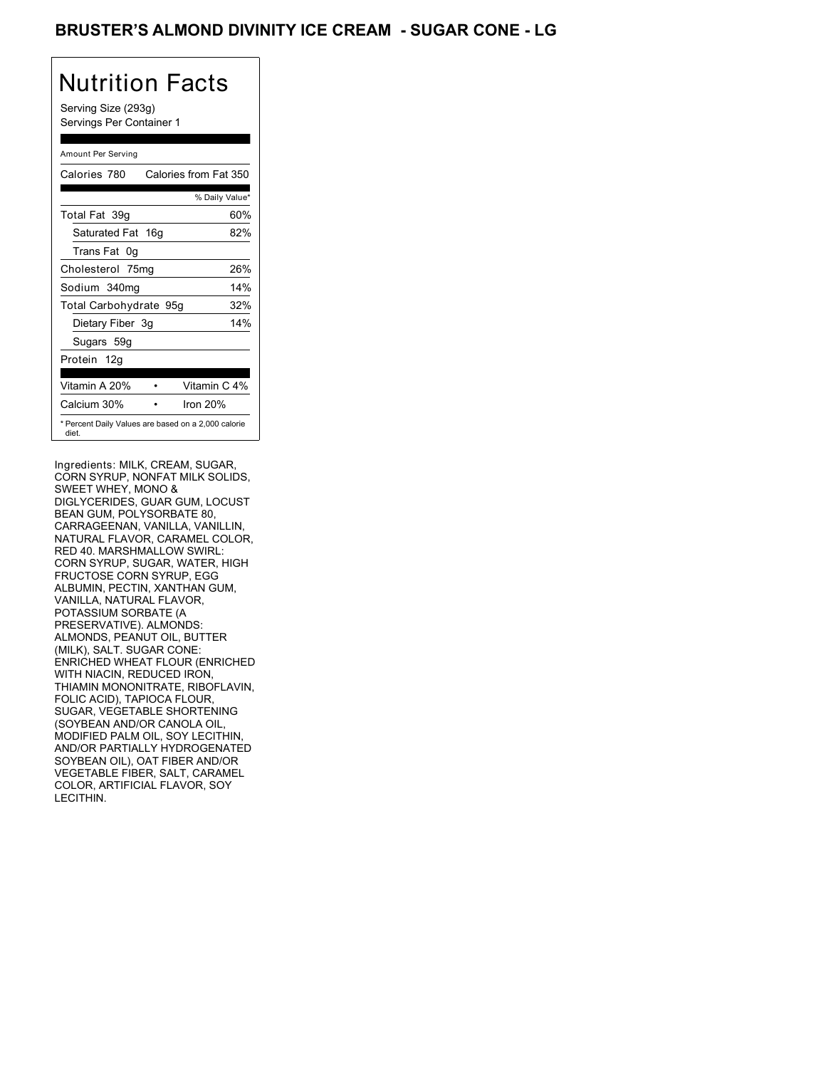# BRUSTER'S ALMOND DIVINITY ICE CREAM - SUGAR CONE - LG

## Nutrition Facts

Serving Size (293g)
Servings Per Container 1

| Amount Per Serving | |
|---|---|
| Calories 780 | Calories from Fat 350 |
| | % Daily Value* |
| Total Fat 39g | 60% |
| Saturated Fat 16g | 82% |
| Trans Fat 0g | |
| Cholesterol 75mg | 26% |
| Sodium 340mg | 14% |
| Total Carbohydrate 95g | 32% |
| Dietary Fiber 3g | 14% |
| Sugars 59g | |
| Protein 12g | |
| Vitamin A 20% | Vitamin C 4% |
| Calcium 30% | Iron 20% |

* Percent Daily Values are based on a 2,000 calorie diet.

Ingredients: MILK, CREAM, SUGAR, CORN SYRUP, NONFAT MILK SOLIDS, SWEET WHEY, MONO & DIGLYCERIDES, GUAR GUM, LOCUST BEAN GUM, POLYSORBATE 80, CARRAGEENAN, VANILLA, VANILLIN, NATURAL FLAVOR, CARAMEL COLOR, RED 40. MARSHMALLOW SWIRL: CORN SYRUP, SUGAR, WATER, HIGH FRUCTOSE CORN SYRUP, EGG ALBUMIN, PECTIN, XANTHAN GUM, VANILLA, NATURAL FLAVOR, POTASSIUM SORBATE (A PRESERVATIVE). ALMONDS: ALMONDS, PEANUT OIL, BUTTER (MILK), SALT. SUGAR CONE: ENRICHED WHEAT FLOUR (ENRICHED WITH NIACIN, REDUCED IRON, THIAMIN MONONITRATE, RIBOFLAVIN, FOLIC ACID), TAPIOCA FLOUR, SUGAR, VEGETABLE SHORTENING (SOYBEAN AND/OR CANOLA OIL, MODIFIED PALM OIL, SOY LECITHIN, AND/OR PARTIALLY HYDROGENATED SOYBEAN OIL), OAT FIBER AND/OR VEGETABLE FIBER, SALT, CARAMEL COLOR, ARTIFICIAL FLAVOR, SOY LECITHIN.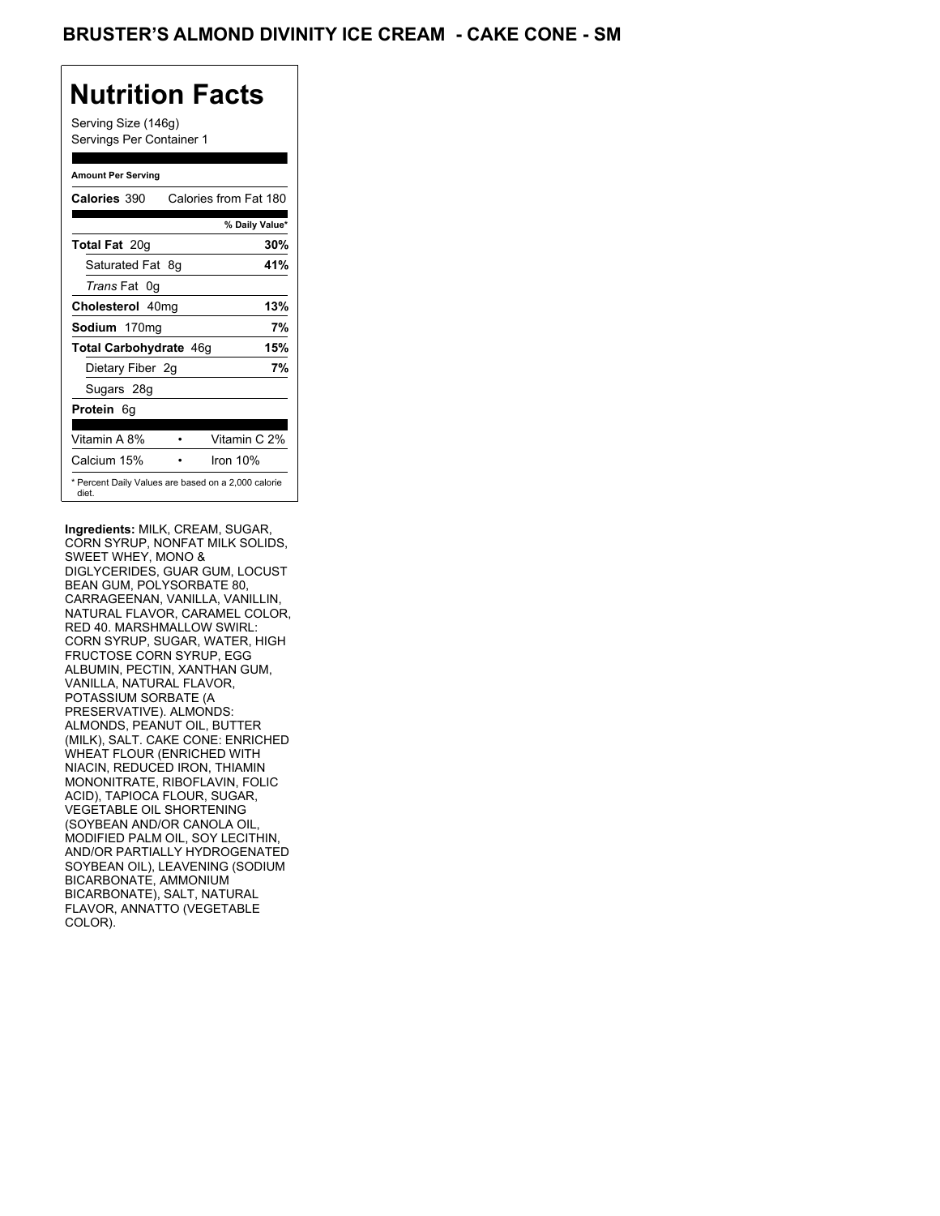# BRUSTER'S ALMOND DIVINITY ICE CREAM - CAKE CONE - SM

## Nutrition Facts

Serving Size (146g)
Servings Per Container 1

**Amount Per Serving**

| | |
|---|---|
| **Calories** 390 | Calories from Fat 180 |
| | **% Daily Value*** |
| **Total Fat** 20g | **30%** |
| Saturated Fat 8g | **41%** |
| *Trans* Fat 0g | |
| **Cholesterol** 40mg | **13%** |
| **Sodium** 170mg | **7%** |
| **Total Carbohydrate** 46g | **15%** |
| Dietary Fiber 2g | **7%** |
| Sugars 28g | |
| **Protein** 6g | |
| Vitamin A 8% • | Vitamin C 2% |
| Calcium 15% • | Iron 10% |

* Percent Daily Values are based on a 2,000 calorie diet.

**Ingredients:** MILK, CREAM, SUGAR, CORN SYRUP, NONFAT MILK SOLIDS, SWEET WHEY, MONO & DIGLYCERIDES, GUAR GUM, LOCUST BEAN GUM, POLYSORBATE 80, CARRAGEENAN, VANILLA, VANILLIN, NATURAL FLAVOR, CARAMEL COLOR, RED 40. MARSHMALLOW SWIRL: CORN SYRUP, SUGAR, WATER, HIGH FRUCTOSE CORN SYRUP, EGG ALBUMIN, PECTIN, XANTHAN GUM, VANILLA, NATURAL FLAVOR, POTASSIUM SORBATE (A PRESERVATIVE). ALMONDS: ALMONDS, PEANUT OIL, BUTTER (MILK), SALT. CAKE CONE: ENRICHED WHEAT FLOUR (ENRICHED WITH NIACIN, REDUCED IRON, THIAMIN MONONITRATE, RIBOFLAVIN, FOLIC ACID), TAPIOCA FLOUR, SUGAR, VEGETABLE OIL SHORTENING (SOYBEAN AND/OR CANOLA OIL, MODIFIED PALM OIL, SOY LECITHIN, AND/OR PARTIALLY HYDROGENATED SOYBEAN OIL), LEAVENING (SODIUM BICARBONATE, AMMONIUM BICARBONATE), SALT, NATURAL FLAVOR, ANNATTO (VEGETABLE COLOR).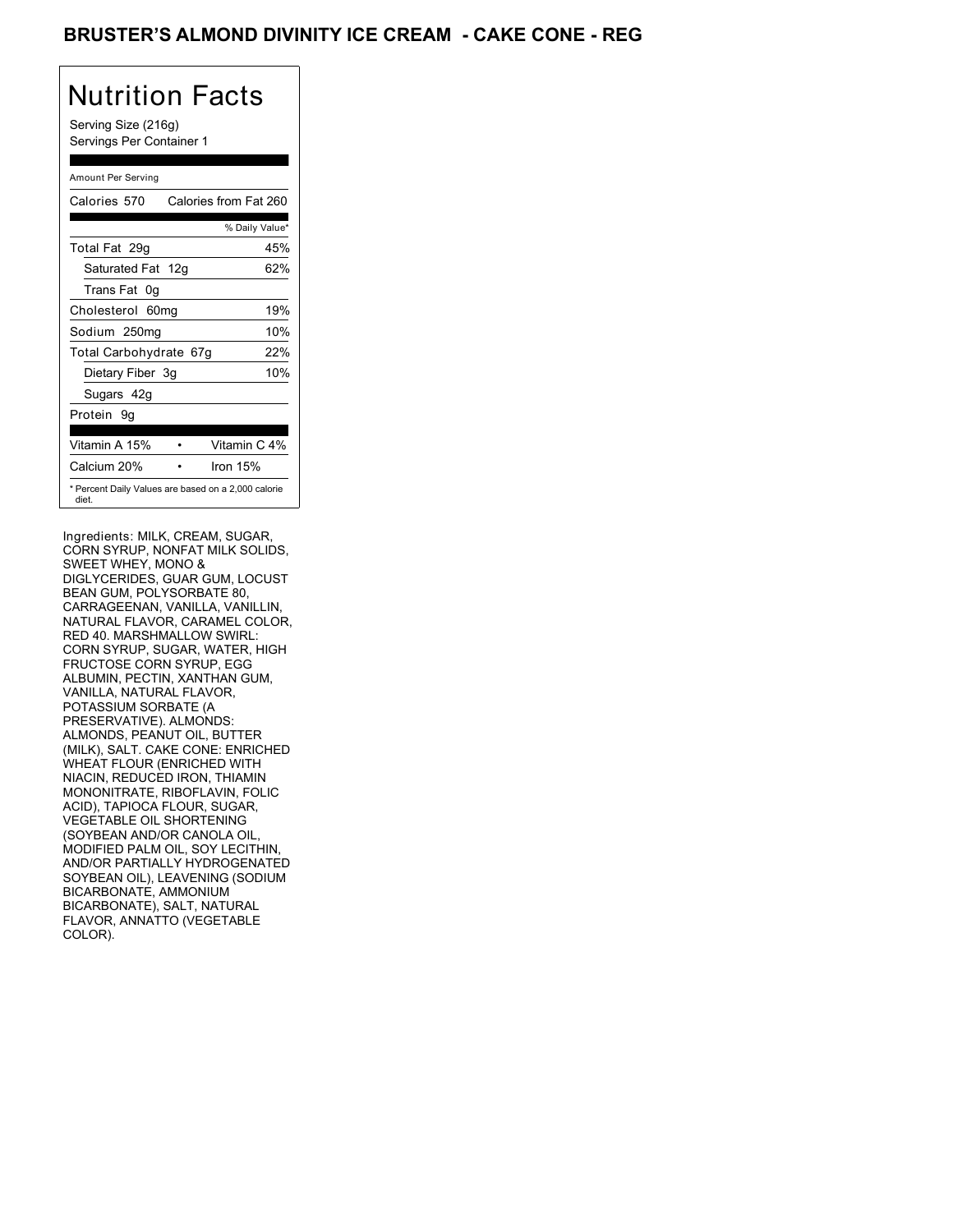# BRUSTER'S ALMOND DIVINITY ICE CREAM - CAKE CONE - REG

## Nutrition Facts

Serving Size (216g)
Servings Per Container 1

Amount Per Serving

| Calories 570 | Calories from Fat 260 |
|---|---|
| | % Daily Value* |
| Total Fat 29g | 45% |
| Saturated Fat 12g | 62% |
| Trans Fat 0g | |
| Cholesterol 60mg | 19% |
| Sodium 250mg | 10% |
| Total Carbohydrate 67g | 22% |
| Dietary Fiber 3g | 10% |
| Sugars 42g | |
| Protein 9g | |

| Vitamin A 15% | • | Vitamin C 4% |
|---|---|---|
| Calcium 20% | • | Iron 15% |

* Percent Daily Values are based on a 2,000 calorie diet.

Ingredients: MILK, CREAM, SUGAR, CORN SYRUP, NONFAT MILK SOLIDS, SWEET WHEY, MONO & DIGLYCERIDES, GUAR GUM, LOCUST BEAN GUM, POLYSORBATE 80, CARRAGEENAN, VANILLA, VANILLIN, NATURAL FLAVOR, CARAMEL COLOR, RED 40. MARSHMALLOW SWIRL: CORN SYRUP, SUGAR, WATER, HIGH FRUCTOSE CORN SYRUP, EGG ALBUMIN, PECTIN, XANTHAN GUM, VANILLA, NATURAL FLAVOR, POTASSIUM SORBATE (A PRESERVATIVE). ALMONDS: ALMONDS, PEANUT OIL, BUTTER (MILK), SALT. CAKE CONE: ENRICHED WHEAT FLOUR (ENRICHED WITH NIACIN, REDUCED IRON, THIAMIN MONONITRATE, RIBOFLAVIN, FOLIC ACID), TAPIOCA FLOUR, SUGAR, VEGETABLE OIL SHORTENING (SOYBEAN AND/OR CANOLA OIL, MODIFIED PALM OIL, SOY LECITHIN, AND/OR PARTIALLY HYDROGENATED SOYBEAN OIL), LEAVENING (SODIUM BICARBONATE, AMMONIUM BICARBONATE), SALT, NATURAL FLAVOR, ANNATTO (VEGETABLE COLOR).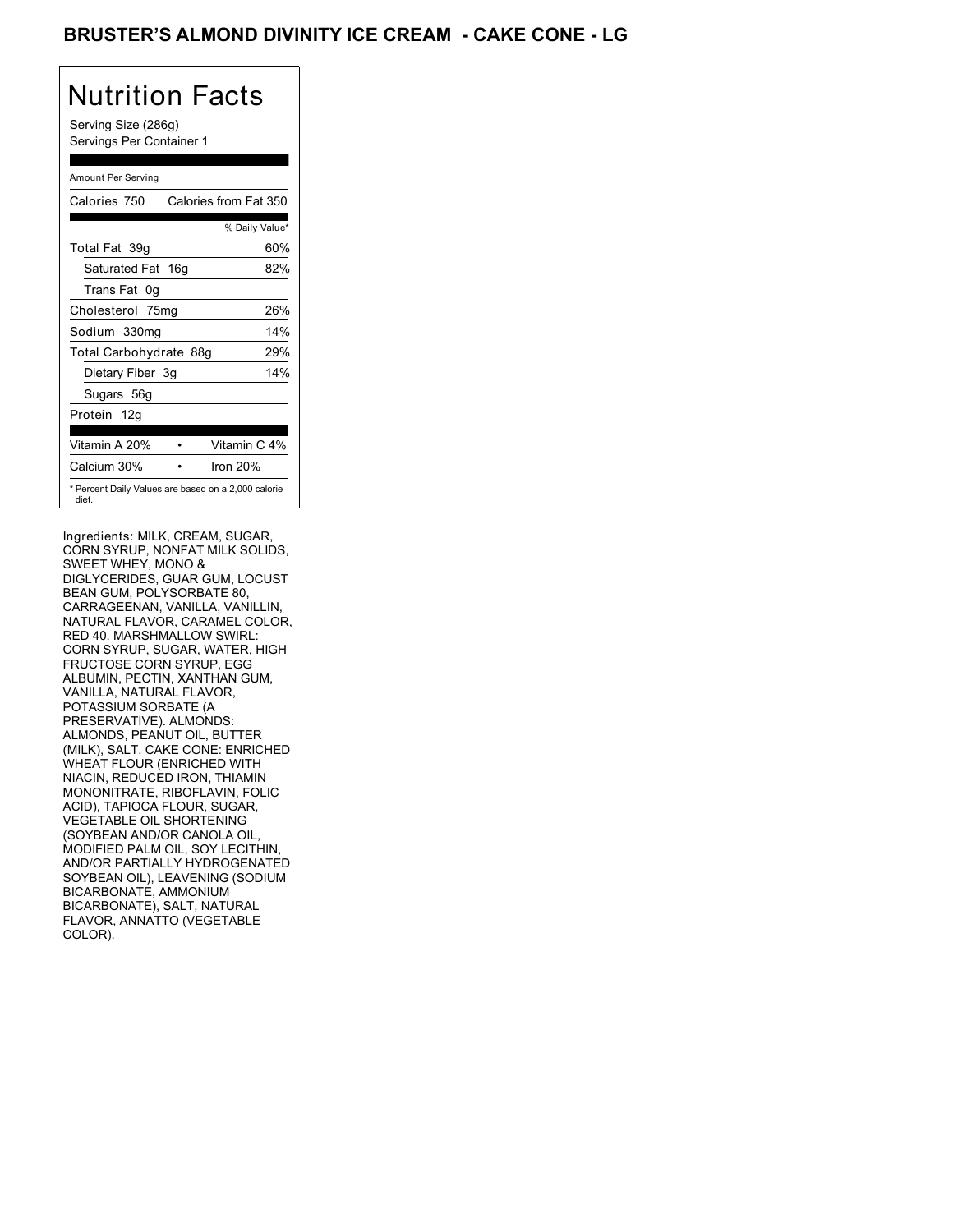# BRUSTER'S ALMOND DIVINITY ICE CREAM - CAKE CONE - LG

## Nutrition Facts

Serving Size (286g)
Servings Per Container 1

Amount Per Serving

| Calories 750 | Calories from Fat 350 |
|---|---|
| | % Daily Value* |
| Total Fat 39g | 60% |
| Saturated Fat 16g | 82% |
| Trans Fat 0g | |
| Cholesterol 75mg | 26% |
| Sodium 330mg | 14% |
| Total Carbohydrate 88g | 29% |
| Dietary Fiber 3g | 14% |
| Sugars 56g | |
| Protein 12g | |

| | |
|---|---|
| Vitamin A 20% | Vitamin C 4% |
| Calcium 30% | Iron 20% |

* Percent Daily Values are based on a 2,000 calorie diet.

Ingredients: MILK, CREAM, SUGAR, CORN SYRUP, NONFAT MILK SOLIDS, SWEET WHEY, MONO & DIGLYCERIDES, GUAR GUM, LOCUST BEAN GUM, POLYSORBATE 80, CARRAGEENAN, VANILLA, VANILLIN, NATURAL FLAVOR, CARAMEL COLOR, RED 40. MARSHMALLOW SWIRL: CORN SYRUP, SUGAR, WATER, HIGH FRUCTOSE CORN SYRUP, EGG ALBUMIN, PECTIN, XANTHAN GUM, VANILLA, NATURAL FLAVOR, POTASSIUM SORBATE (A PRESERVATIVE). ALMONDS: ALMONDS, PEANUT OIL, BUTTER (MILK), SALT. CAKE CONE: ENRICHED WHEAT FLOUR (ENRICHED WITH NIACIN, REDUCED IRON, THIAMIN MONONITRATE, RIBOFLAVIN, FOLIC ACID), TAPIOCA FLOUR, SUGAR, VEGETABLE OIL SHORTENING (SOYBEAN AND/OR CANOLA OIL, MODIFIED PALM OIL, SOY LECITHIN, AND/OR PARTIALLY HYDROGENATED SOYBEAN OIL), LEAVENING (SODIUM BICARBONATE, AMMONIUM BICARBONATE), SALT, NATURAL FLAVOR, ANNATTO (VEGETABLE COLOR).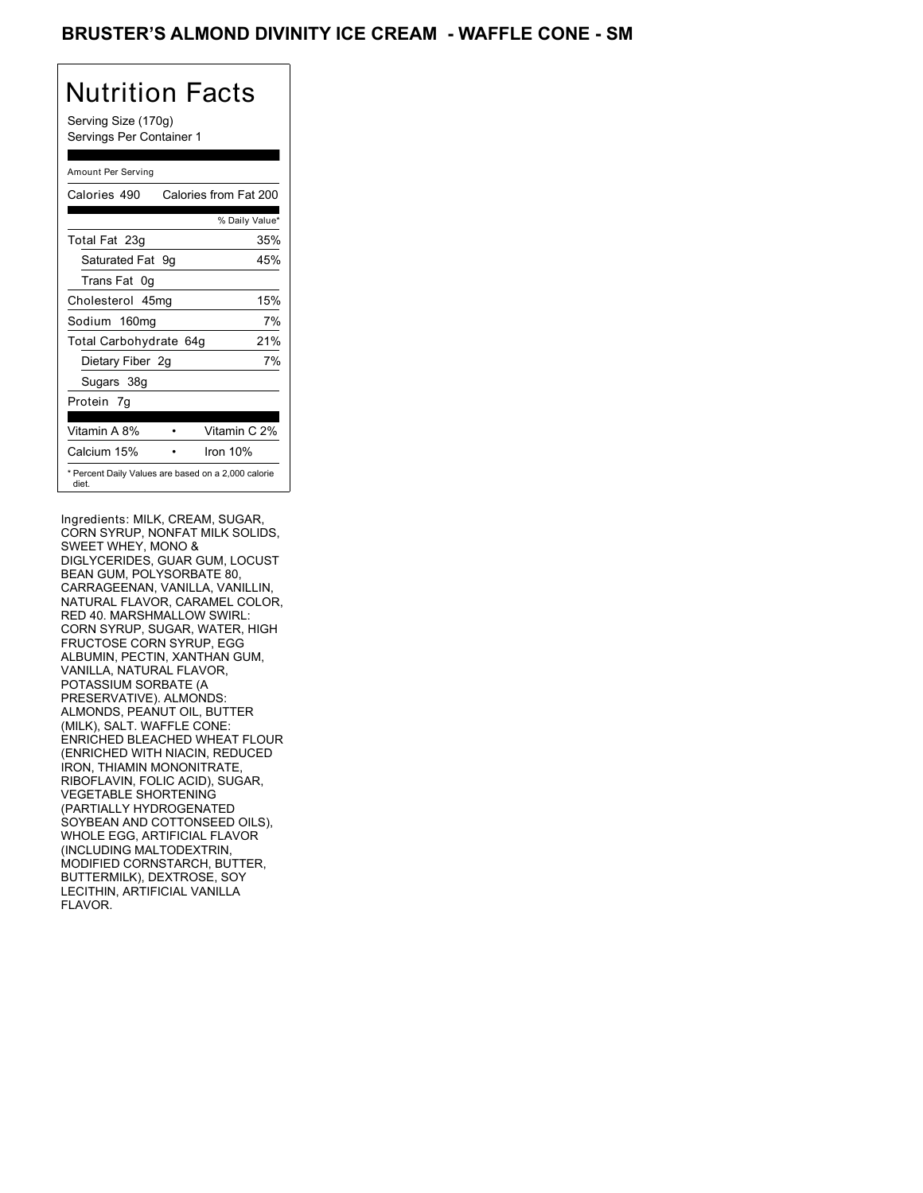# BRUSTER'S ALMOND DIVINITY ICE CREAM - WAFFLE CONE - SM

## Nutrition Facts

Serving Size (170g)
Servings Per Container 1

Amount Per Serving

| Calories 490 | Calories from Fat 200 |
|---|---|
| | % Daily Value* |
| Total Fat 23g | 35% |
| Saturated Fat 9g | 45% |
| Trans Fat 0g | |
| Cholesterol 45mg | 15% |
| Sodium 160mg | 7% |
| Total Carbohydrate 64g | 21% |
| Dietary Fiber 2g | 7% |
| Sugars 38g | |
| Protein 7g | |

| Vitamin A 8% | • | Vitamin C 2% |
|---|---|---|
| Calcium 15% | • | Iron 10% |

* Percent Daily Values are based on a 2,000 calorie diet.

Ingredients: MILK, CREAM, SUGAR, CORN SYRUP, NONFAT MILK SOLIDS, SWEET WHEY, MONO & DIGLYCERIDES, GUAR GUM, LOCUST BEAN GUM, POLYSORBATE 80, CARRAGEENAN, VANILLA, VANILLIN, NATURAL FLAVOR, CARAMEL COLOR, RED 40. MARSHMALLOW SWIRL: CORN SYRUP, SUGAR, WATER, HIGH FRUCTOSE CORN SYRUP, EGG ALBUMIN, PECTIN, XANTHAN GUM, VANILLA, NATURAL FLAVOR, POTASSIUM SORBATE (A PRESERVATIVE). ALMONDS: ALMONDS, PEANUT OIL, BUTTER (MILK), SALT. WAFFLE CONE: ENRICHED BLEACHED WHEAT FLOUR (ENRICHED WITH NIACIN, REDUCED IRON, THIAMIN MONONITRATE, RIBOFLAVIN, FOLIC ACID), SUGAR, VEGETABLE SHORTENING (PARTIALLY HYDROGENATED SOYBEAN AND COTTONSEED OILS), WHOLE EGG, ARTIFICIAL FLAVOR (INCLUDING MALTODEXTRIN, MODIFIED CORNSTARCH, BUTTER, BUTTERMILK), DEXTROSE, SOY LECITHIN, ARTIFICIAL VANILLA FLAVOR.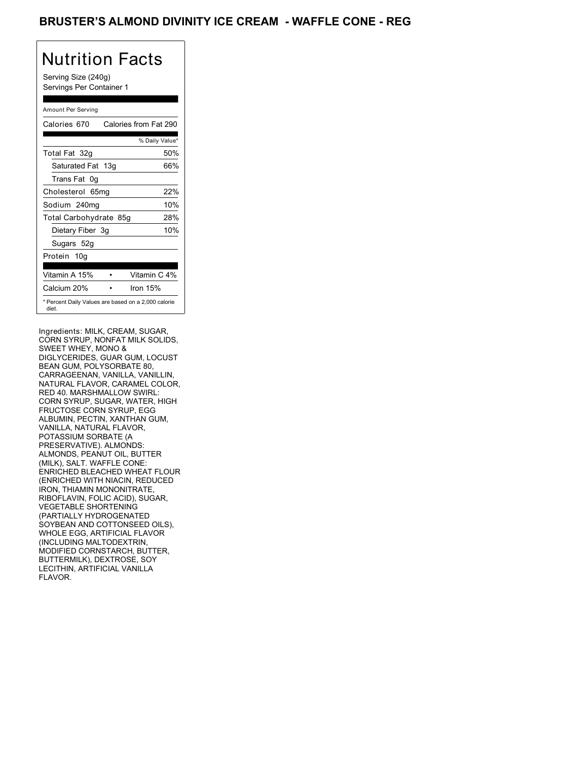# BRUSTER'S ALMOND DIVINITY ICE CREAM - WAFFLE CONE - REG

## Nutrition Facts

Serving Size (240g)
Servings Per Container 1

Amount Per Serving

| Calories 670 | Calories from Fat 290 |
|---|---|
| | % Daily Value* |
| Total Fat 32g | 50% |
| Saturated Fat 13g | 66% |
| Trans Fat 0g | |
| Cholesterol 65mg | 22% |
| Sodium 240mg | 10% |
| Total Carbohydrate 85g | 28% |
| Dietary Fiber 3g | 10% |
| Sugars 52g | |
| Protein 10g | |

| Vitamin A 15% | • | Vitamin C 4% |
|---|---|---|
| Calcium 20% | • | Iron 15% |

* Percent Daily Values are based on a 2,000 calorie diet.

Ingredients: MILK, CREAM, SUGAR, CORN SYRUP, NONFAT MILK SOLIDS, SWEET WHEY, MONO & DIGLYCERIDES, GUAR GUM, LOCUST BEAN GUM, POLYSORBATE 80, CARRAGEENAN, VANILLA, VANILLIN, NATURAL FLAVOR, CARAMEL COLOR, RED 40. MARSHMALLOW SWIRL: CORN SYRUP, SUGAR, WATER, HIGH FRUCTOSE CORN SYRUP, EGG ALBUMIN, PECTIN, XANTHAN GUM, VANILLA, NATURAL FLAVOR, POTASSIUM SORBATE (A PRESERVATIVE). ALMONDS: ALMONDS, PEANUT OIL, BUTTER (MILK), SALT. WAFFLE CONE: ENRICHED BLEACHED WHEAT FLOUR (ENRICHED WITH NIACIN, REDUCED IRON, THIAMIN MONONITRATE, RIBOFLAVIN, FOLIC ACID), SUGAR, VEGETABLE SHORTENING (PARTIALLY HYDROGENATED SOYBEAN AND COTTONSEED OILS), WHOLE EGG, ARTIFICIAL FLAVOR (INCLUDING MALTODEXTRIN, MODIFIED CORNSTARCH, BUTTER, BUTTERMILK), DEXTROSE, SOY LECITHIN, ARTIFICIAL VANILLA FLAVOR.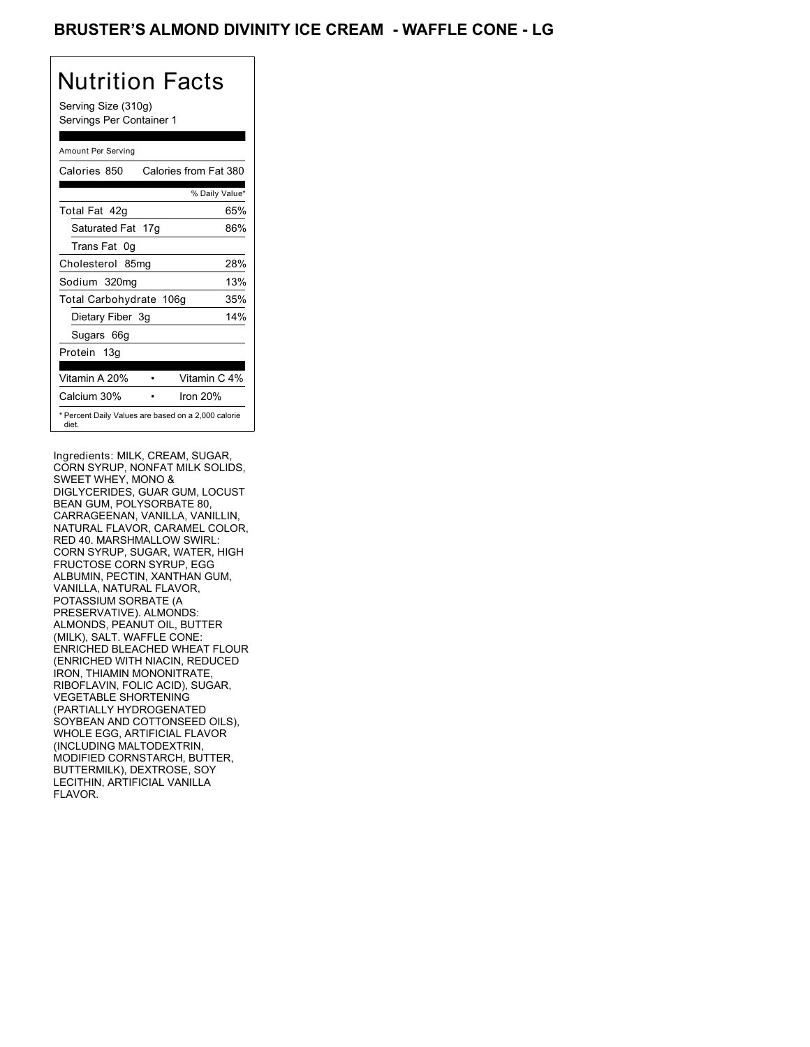# BRUSTER'S ALMOND DIVINITY ICE CREAM - WAFFLE CONE - LG

## Nutrition Facts

Serving Size (310g)
Servings Per Container 1

| | |
|---|---|
| Amount Per Serving | |
| Calories 850 | Calories from Fat 380 |
| | % Daily Value* |
| Total Fat 42g | 65% |
| Saturated Fat 17g | 86% |
| Trans Fat 0g | |
| Cholesterol 85mg | 28% |
| Sodium 320mg | 13% |
| Total Carbohydrate 106g | 35% |
| Dietary Fiber 3g | 14% |
| Sugars 66g | |
| Protein 13g | |
| Vitamin A 20% • | Vitamin C 4% |
| Calcium 30% • | Iron 20% |

* Percent Daily Values are based on a 2,000 calorie diet.

Ingredients: MILK, CREAM, SUGAR, CORN SYRUP, NONFAT MILK SOLIDS, SWEET WHEY, MONO & DIGLYCERIDES, GUAR GUM, LOCUST BEAN GUM, POLYSORBATE 80, CARRAGEENAN, VANILLA, VANILLIN, NATURAL FLAVOR, CARAMEL COLOR, RED 40. MARSHMALLOW SWIRL: CORN SYRUP, SUGAR, WATER, HIGH FRUCTOSE CORN SYRUP, EGG ALBUMIN, PECTIN, XANTHAN GUM, VANILLA, NATURAL FLAVOR, POTASSIUM SORBATE (A PRESERVATIVE). ALMONDS: ALMONDS, PEANUT OIL, BUTTER (MILK), SALT. WAFFLE CONE: ENRICHED BLEACHED WHEAT FLOUR (ENRICHED WITH NIACIN, REDUCED IRON, THIAMIN MONONITRATE, RIBOFLAVIN, FOLIC ACID), SUGAR, VEGETABLE SHORTENING (PARTIALLY HYDROGENATED SOYBEAN AND COTTONSEED OILS), WHOLE EGG, ARTIFICIAL FLAVOR (INCLUDING MALTODEXTRIN, MODIFIED CORNSTARCH, BUTTER, BUTTERMILK), DEXTROSE, SOY LECITHIN, ARTIFICIAL VANILLA FLAVOR.